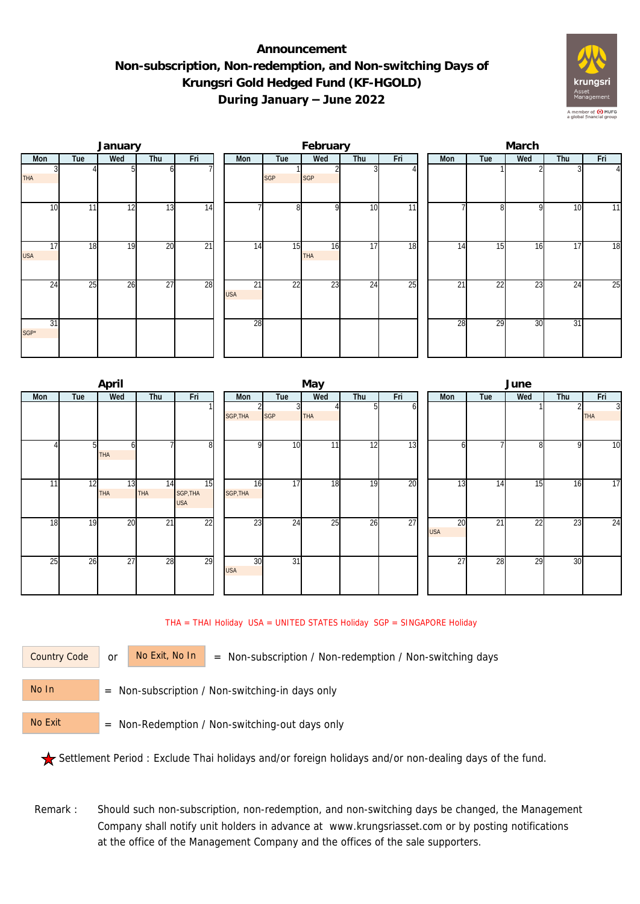# Announcement
# Non-subscription, Non-redemption, and Non-switching Days of Krungsri Gold Hedged Fund (KF-HGOLD) During January – June 2022

### January

| Mon | Tue | Wed | Thu | Fri |
|---|---|---|---|---|
| 3 THA | 4 | 5 | 6 | 7 |
| 10 | 11 | 12 | 13 | 14 |
| 17 USA | 18 | 19 | 20 | 21 |
| 24 | 25 | 26 | 27 | 28 |
| 31 SGP* | | | | |

### February

| Mon | Tue | Wed | Thu | Fri |
|---|---|---|---|---|
| | 1 SGP | 2 SGP | 3 | 4 |
| 7 | 8 | 9 | 10 | 11 |
| 14 | 15 | 16 THA | 17 | 18 |
| 21 USA | 22 | 23 | 24 | 25 |
| 28 | | | | |

### March

| Mon | Tue | Wed | Thu | Fri |
|---|---|---|---|---|
| | 1 | 2 | 3 | 4 |
| 7 | 8 | 9 | 10 | 11 |
| 14 | 15 | 16 | 17 | 18 |
| 21 | 22 | 23 | 24 | 25 |
| 28 | 29 | 30 | 31 | |

### April

| Mon | Tue | Wed | Thu | Fri |
|---|---|---|---|---|
| | | | | 1 |
| 4 | 5 | 6 THA | 7 | 8 |
| 11 | 12 | 13 THA | 14 THA | 15 SGP,THA USA |
| 18 | 19 | 20 | 21 | 22 |
| 25 | 26 | 27 | 28 | 29 |

### May

| Mon | Tue | Wed | Thu | Fri |
|---|---|---|---|---|
| 2 SGP,THA | 3 SGP | 4 THA | 5 | 6 |
| 9 | 10 | 11 | 12 | 13 |
| 16 SGP,THA | 17 | 18 | 19 | 20 |
| 23 | 24 | 25 | 26 | 27 |
| 30 USA | 31 | | | |

### June

| Mon | Tue | Wed | Thu | Fri |
|---|---|---|---|---|
| | | 1 | 2 | 3 THA |
| 6 | 7 | 8 | 9 | 10 |
| 13 | 14 | 15 | 16 | 17 |
| 20 USA | 21 | 22 | 23 | 24 |
| 27 | 28 | 29 | 30 | |

THA = THAI Holiday USA = UNITED STATES Holiday SGP = SINGAPORE Holiday

Country Code or No Exit, No In = Non-subscription / Non-redemption / Non-switching days

No In = Non-subscription / Non-switching-in days only

No Exit = Non-Redemption / Non-switching-out days only

★ Settlement Period : Exclude Thai holidays and/or foreign holidays and/or non-dealing days of the fund.

Remark : Should such non-subscription, non-redemption, and non-switching days be changed, the Management Company shall notify unit holders in advance at www.krungsriasset.com or by posting notifications at the office of the Management Company and the offices of the sale supporters.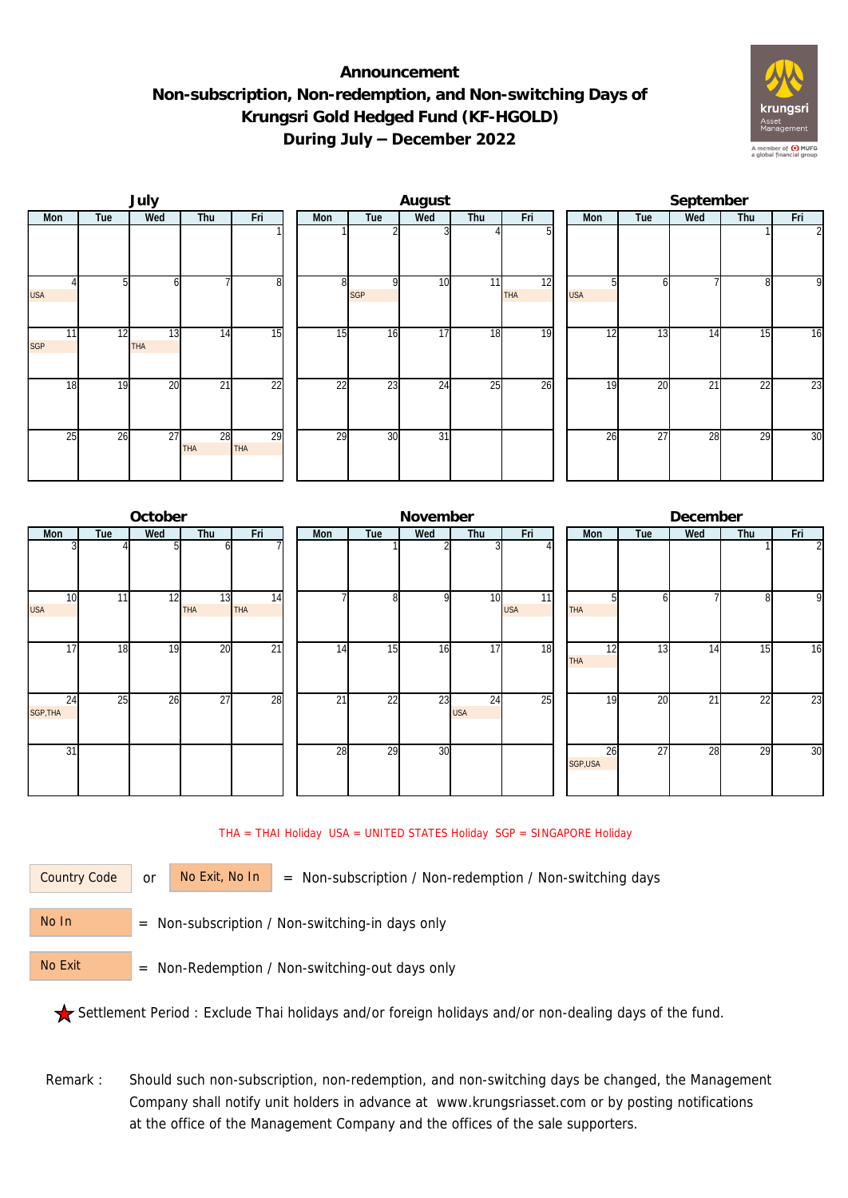# Announcement
## Non-subscription, Non-redemption, and Non-switching Days of Krungsri Gold Hedged Fund (KF-HGOLD) During July – December 2022

### July

| Mon | Tue | Wed | Thu | Fri |
|---|---|---|---|---|
| | | | | 1 |
| 4 USA | 5 | 6 | 7 | 8 |
| 11 SGP | 12 | 13 THA | 14 | 15 |
| 18 | 19 | 20 | 21 | 22 |
| 25 | 26 | 27 | 28 THA | 29 THA |

### August

| Mon | Tue | Wed | Thu | Fri |
|---|---|---|---|---|
| 1 | 2 | 3 | 4 | 5 |
| 8 | 9 SGP | 10 | 11 | 12 THA |
| 15 | 16 | 17 | 18 | 19 |
| 22 | 23 | 24 | 25 | 26 |
| 29 | 30 | 31 | | |

### September

| Mon | Tue | Wed | Thu | Fri |
|---|---|---|---|---|
| | | | 1 | 2 |
| 5 USA | 6 | 7 | 8 | 9 |
| 12 | 13 | 14 | 15 | 16 |
| 19 | 20 | 21 | 22 | 23 |
| 26 | 27 | 28 | 29 | 30 |

### October

| Mon | Tue | Wed | Thu | Fri |
|---|---|---|---|---|
| 3 | 4 | 5 | 6 | 7 |
| 10 USA | 11 | 12 | 13 THA | 14 THA |
| 17 | 18 | 19 | 20 | 21 |
| 24 SGP,THA | 25 | 26 | 27 | 28 |
| 31 | | | | |

### November

| Mon | Tue | Wed | Thu | Fri |
|---|---|---|---|---|
| | 1 | 2 | 3 | 4 |
| 7 | 8 | 9 | 10 | 11 USA |
| 14 | 15 | 16 | 17 | 18 |
| 21 | 22 | 23 | 24 USA | 25 |
| 28 | 29 | 30 | | |

### December

| Mon | Tue | Wed | Thu | Fri |
|---|---|---|---|---|
| | | | 1 | 2 |
| 5 THA | 6 | 7 | 8 | 9 |
| 12 THA | 13 | 14 | 15 | 16 |
| 19 | 20 | 21 | 22 | 23 |
| 26 SGP,USA | 27 | 28 | 29 | 30 |

THA = THAI Holiday USA = UNITED STATES Holiday SGP = SINGAPORE Holiday

Country Code or No Exit, No In = Non-subscription / Non-redemption / Non-switching days

No In = Non-subscription / Non-switching-in days only

No Exit = Non-Redemption / Non-switching-out days only

★ Settlement Period : Exclude Thai holidays and/or foreign holidays and/or non-dealing days of the fund.

Remark : Should such non-subscription, non-redemption, and non-switching days be changed, the Management Company shall notify unit holders in advance at www.krungsriasset.com or by posting notifications at the office of the Management Company and the offices of the sale supporters.